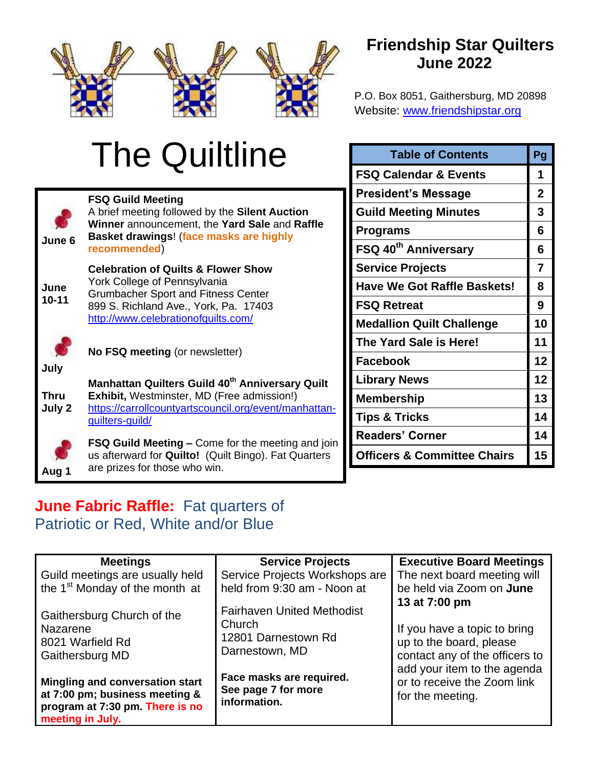# Friendship Star Quilters
## June 2022

P.O. Box 8051, Gaithersburg, MD 20898
Website: www.friendshipstar.org

# The Quiltline

| Date | Event |
|---|---|
| June 6 | **FSQ Guild Meeting** A brief meeting followed by the **Silent Auction Winner** announcement, the **Yard Sale** and **Raffle Basket drawings**! (**face masks are highly recommended**) |
| June 10-11 | **Celebration of Quilts & Flower Show** York College of Pennsylvania Grumbacher Sport and Fitness Center 899 S. Richland Ave., York, Pa. 17403 http://www.celebrationofquilts.com/ |
| July | **No FSQ meeting** (or newsletter) |
| Thru July 2 | **Manhattan Quilters Guild 40th Anniversary Quilt Exhibit,** Westminster, MD (Free admission!) https://carrollcountyartscouncil.org/event/manhattan-quilters-guild/ |
| Aug 1 | **FSQ Guild Meeting –** Come for the meeting and join us afterward for **Quilto!** (Quilt Bingo). Fat Quarters are prizes for those who win. |

| Table of Contents | Pg |
|---|---|
| FSQ Calendar & Events | 1 |
| President's Message | 2 |
| Guild Meeting Minutes | 3 |
| Programs | 6 |
| FSQ 40th Anniversary | 6 |
| Service Projects | 7 |
| Have We Got Raffle Baskets! | 8 |
| FSQ Retreat | 9 |
| Medallion Quilt Challenge | 10 |
| The Yard Sale is Here! | 11 |
| Facebook | 12 |
| Library News | 12 |
| Membership | 13 |
| Tips & Tricks | 14 |
| Readers' Corner | 14 |
| Officers & Committee Chairs | 15 |

**June Fabric Raffle:** Fat quarters of Patriotic or Red, White and/or Blue

| Meetings | Service Projects | Executive Board Meetings |
|---|---|---|
| Guild meetings are usually held the 1st Monday of the month at<br><br>Gaithersburg Church of the Nazarene<br>8021 Warfield Rd<br>Gaithersburg MD<br><br>**Mingling and conversation start at 7:00 pm; business meeting & program at 7:30 pm. There is no meeting in July.** | Service Projects Workshops are held from 9:30 am - Noon at<br><br>Fairhaven United Methodist Church<br>12801 Darnestown Rd<br>Darnestown, MD<br><br>**Face masks are required. See page 7 for more information.** | The next board meeting will be held via Zoom on **June 13 at 7:00 pm**<br><br>If you have a topic to bring up to the board, please contact any of the officers to add your item to the agenda or to receive the Zoom link for the meeting. |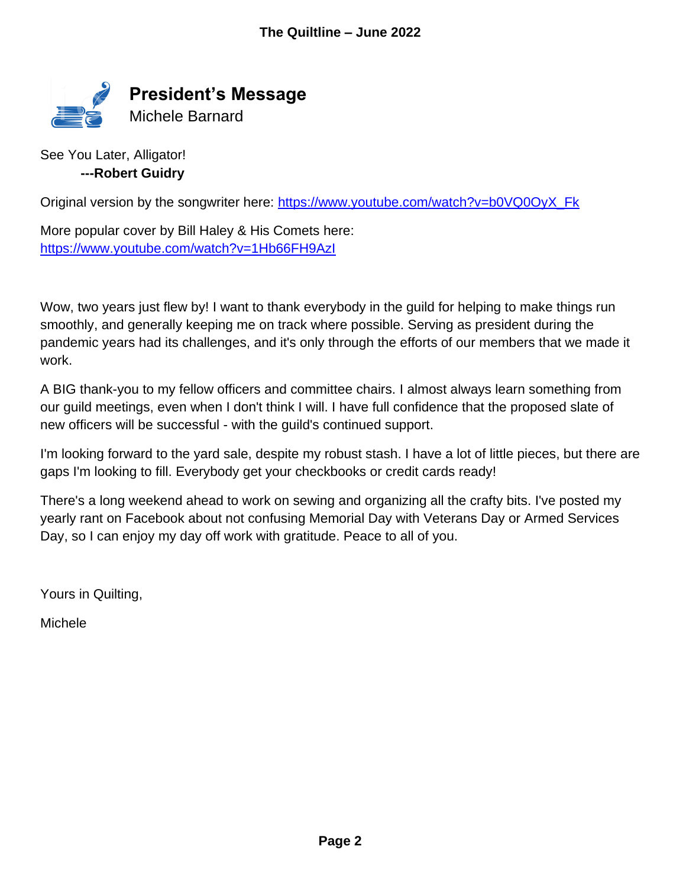## President's Message

Michele Barnard

See You Later, Alligator!
**---Robert Guidry**

Original version by the songwriter here: https://www.youtube.com/watch?v=b0VQ0OyX_Fk

More popular cover by Bill Haley & His Comets here:
https://www.youtube.com/watch?v=1Hb66FH9AzI

Wow, two years just flew by! I want to thank everybody in the guild for helping to make things run smoothly, and generally keeping me on track where possible. Serving as president during the pandemic years had its challenges, and it's only through the efforts of our members that we made it work.

A BIG thank-you to my fellow officers and committee chairs. I almost always learn something from our guild meetings, even when I don't think I will. I have full confidence that the proposed slate of new officers will be successful - with the guild's continued support.

I'm looking forward to the yard sale, despite my robust stash. I have a lot of little pieces, but there are gaps I'm looking to fill. Everybody get your checkbooks or credit cards ready!

There's a long weekend ahead to work on sewing and organizing all the crafty bits. I've posted my yearly rant on Facebook about not confusing Memorial Day with Veterans Day or Armed Services Day, so I can enjoy my day off work with gratitude. Peace to all of you.

Yours in Quilting,

Michele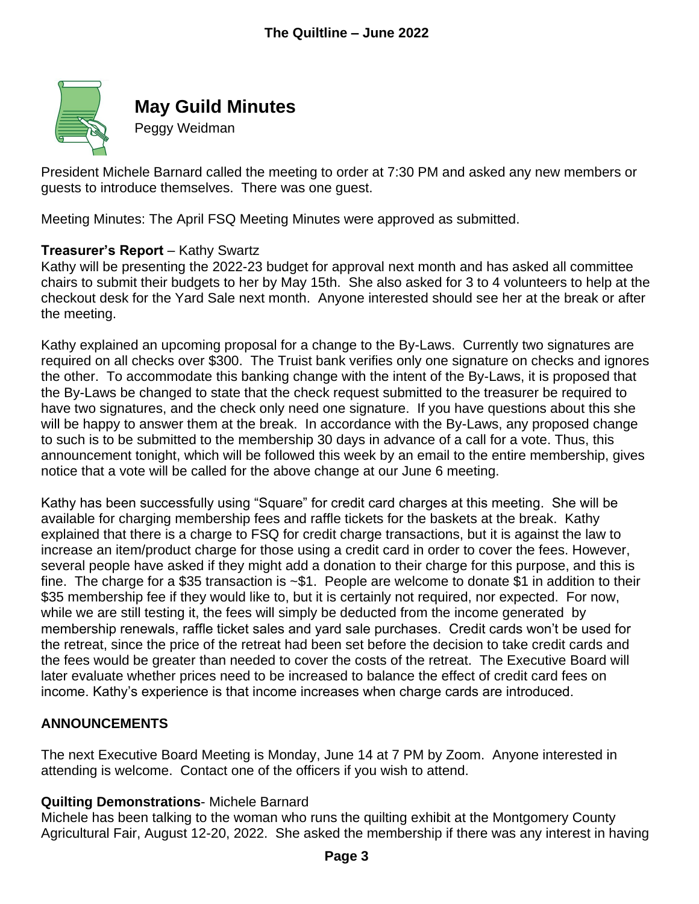## May Guild Minutes

Peggy Weidman

President Michele Barnard called the meeting to order at 7:30 PM and asked any new members or guests to introduce themselves. There was one guest.

Meeting Minutes: The April FSQ Meeting Minutes were approved as submitted.

**Treasurer's Report** – Kathy Swartz

Kathy will be presenting the 2022-23 budget for approval next month and has asked all committee chairs to submit their budgets to her by May 15th. She also asked for 3 to 4 volunteers to help at the checkout desk for the Yard Sale next month. Anyone interested should see her at the break or after the meeting.

Kathy explained an upcoming proposal for a change to the By-Laws. Currently two signatures are required on all checks over $300. The Truist bank verifies only one signature on checks and ignores the other. To accommodate this banking change with the intent of the By-Laws, it is proposed that the By-Laws be changed to state that the check request submitted to the treasurer be required to have two signatures, and the check only need one signature. If you have questions about this she will be happy to answer them at the break. In accordance with the By-Laws, any proposed change to such is to be submitted to the membership 30 days in advance of a call for a vote. Thus, this announcement tonight, which will be followed this week by an email to the entire membership, gives notice that a vote will be called for the above change at our June 6 meeting.

Kathy has been successfully using "Square" for credit card charges at this meeting. She will be available for charging membership fees and raffle tickets for the baskets at the break. Kathy explained that there is a charge to FSQ for credit charge transactions, but it is against the law to increase an item/product charge for those using a credit card in order to cover the fees. However, several people have asked if they might add a donation to their charge for this purpose, and this is fine. The charge for a $35 transaction is ~$1. People are welcome to donate $1 in addition to their $35 membership fee if they would like to, but it is certainly not required, nor expected. For now, while we are still testing it, the fees will simply be deducted from the income generated by membership renewals, raffle ticket sales and yard sale purchases. Credit cards won't be used for the retreat, since the price of the retreat had been set before the decision to take credit cards and the fees would be greater than needed to cover the costs of the retreat. The Executive Board will later evaluate whether prices need to be increased to balance the effect of credit card fees on income. Kathy's experience is that income increases when charge cards are introduced.

**ANNOUNCEMENTS**

The next Executive Board Meeting is Monday, June 14 at 7 PM by Zoom. Anyone interested in attending is welcome. Contact one of the officers if you wish to attend.

**Quilting Demonstrations**- Michele Barnard

Michele has been talking to the woman who runs the quilting exhibit at the Montgomery County Agricultural Fair, August 12-20, 2022. She asked the membership if there was any interest in having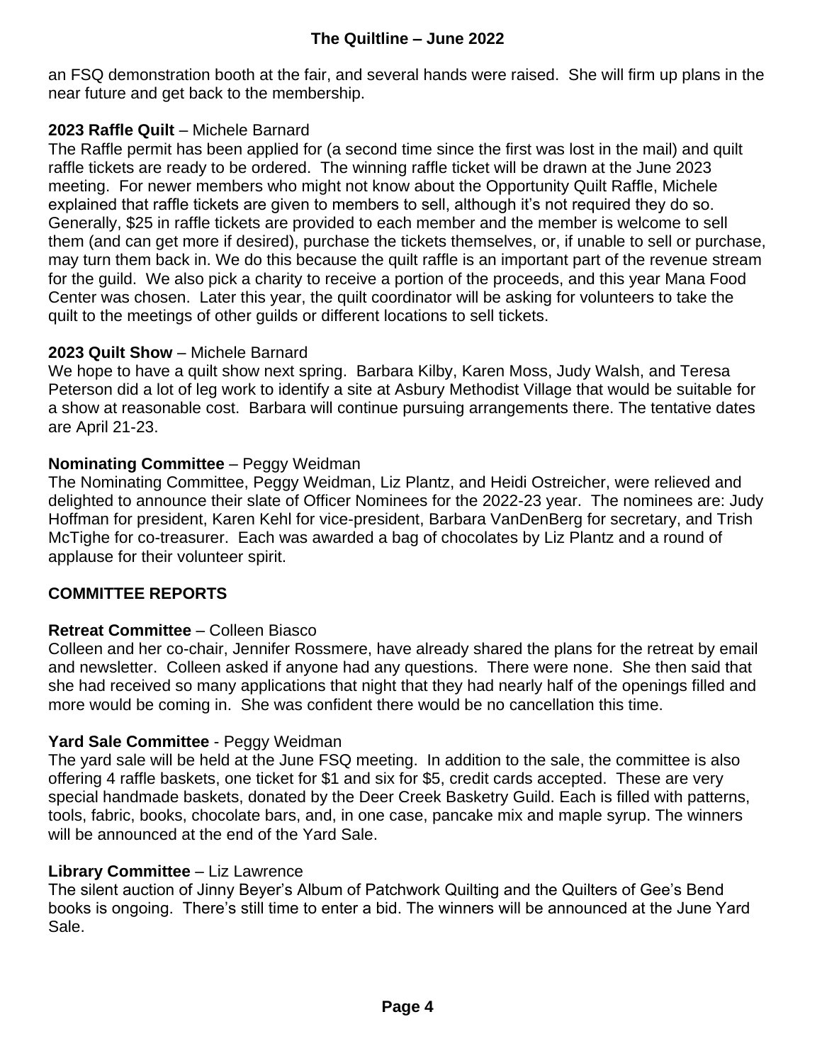an FSQ demonstration booth at the fair, and several hands were raised. She will firm up plans in the near future and get back to the membership.

**2023 Raffle Quilt** – Michele Barnard
The Raffle permit has been applied for (a second time since the first was lost in the mail) and quilt raffle tickets are ready to be ordered. The winning raffle ticket will be drawn at the June 2023 meeting. For newer members who might not know about the Opportunity Quilt Raffle, Michele explained that raffle tickets are given to members to sell, although it's not required they do so. Generally, $25 in raffle tickets are provided to each member and the member is welcome to sell them (and can get more if desired), purchase the tickets themselves, or, if unable to sell or purchase, may turn them back in. We do this because the quilt raffle is an important part of the revenue stream for the guild. We also pick a charity to receive a portion of the proceeds, and this year Mana Food Center was chosen. Later this year, the quilt coordinator will be asking for volunteers to take the quilt to the meetings of other guilds or different locations to sell tickets.

**2023 Quilt Show** – Michele Barnard
We hope to have a quilt show next spring. Barbara Kilby, Karen Moss, Judy Walsh, and Teresa Peterson did a lot of leg work to identify a site at Asbury Methodist Village that would be suitable for a show at reasonable cost. Barbara will continue pursuing arrangements there. The tentative dates are April 21-23.

**Nominating Committee** – Peggy Weidman
The Nominating Committee, Peggy Weidman, Liz Plantz, and Heidi Ostreicher, were relieved and delighted to announce their slate of Officer Nominees for the 2022-23 year. The nominees are: Judy Hoffman for president, Karen Kehl for vice-president, Barbara VanDenBerg for secretary, and Trish McTighe for co-treasurer. Each was awarded a bag of chocolates by Liz Plantz and a round of applause for their volunteer spirit.

## COMMITTEE REPORTS

**Retreat Committee** – Colleen Biasco
Colleen and her co-chair, Jennifer Rossmere, have already shared the plans for the retreat by email and newsletter. Colleen asked if anyone had any questions. There were none. She then said that she had received so many applications that night that they had nearly half of the openings filled and more would be coming in. She was confident there would be no cancellation this time.

**Yard Sale Committee** - Peggy Weidman
The yard sale will be held at the June FSQ meeting. In addition to the sale, the committee is also offering 4 raffle baskets, one ticket for $1 and six for $5, credit cards accepted. These are very special handmade baskets, donated by the Deer Creek Basketry Guild. Each is filled with patterns, tools, fabric, books, chocolate bars, and, in one case, pancake mix and maple syrup. The winners will be announced at the end of the Yard Sale.

**Library Committee** – Liz Lawrence
The silent auction of Jinny Beyer's Album of Patchwork Quilting and the Quilters of Gee's Bend books is ongoing. There's still time to enter a bid. The winners will be announced at the June Yard Sale.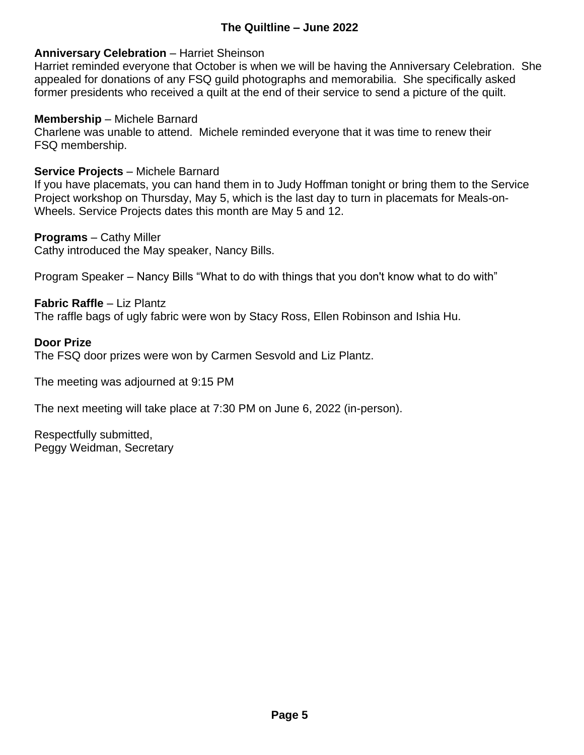**Anniversary Celebration** – Harriet Sheinson
Harriet reminded everyone that October is when we will be having the Anniversary Celebration. She appealed for donations of any FSQ guild photographs and memorabilia. She specifically asked former presidents who received a quilt at the end of their service to send a picture of the quilt.

**Membership** – Michele Barnard
Charlene was unable to attend. Michele reminded everyone that it was time to renew their FSQ membership.

**Service Projects** – Michele Barnard
If you have placemats, you can hand them in to Judy Hoffman tonight or bring them to the Service Project workshop on Thursday, May 5, which is the last day to turn in placemats for Meals-on-Wheels. Service Projects dates this month are May 5 and 12.

**Programs** – Cathy Miller
Cathy introduced the May speaker, Nancy Bills.

Program Speaker – Nancy Bills "What to do with things that you don't know what to do with"

**Fabric Raffle** – Liz Plantz
The raffle bags of ugly fabric were won by Stacy Ross, Ellen Robinson and Ishia Hu.

**Door Prize**
The FSQ door prizes were won by Carmen Sesvold and Liz Plantz.

The meeting was adjourned at 9:15 PM

The next meeting will take place at 7:30 PM on June 6, 2022 (in-person).

Respectfully submitted,
Peggy Weidman, Secretary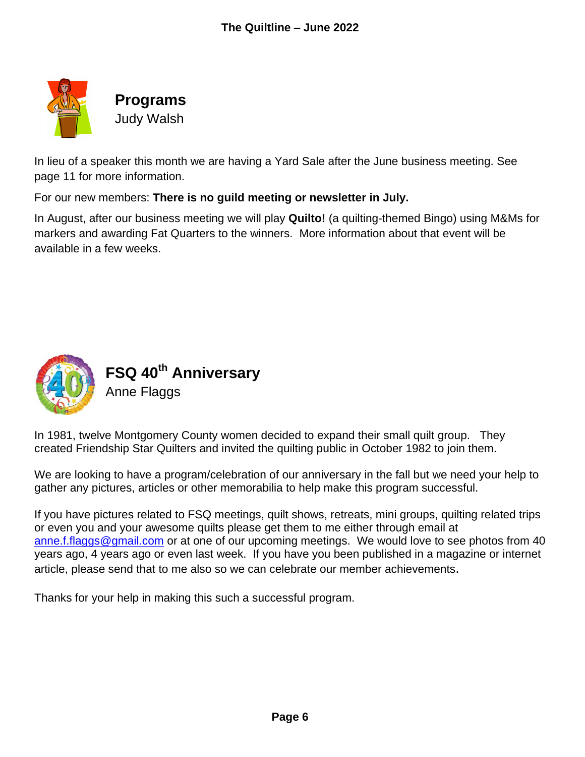## Programs

Judy Walsh

In lieu of a speaker this month we are having a Yard Sale after the June business meeting. See page 11 for more information.

For our new members: **There is no guild meeting or newsletter in July.**

In August, after our business meeting we will play **Quilto!** (a quilting-themed Bingo) using M&Ms for markers and awarding Fat Quarters to the winners. More information about that event will be available in a few weeks.

## FSQ 40th Anniversary

Anne Flaggs

In 1981, twelve Montgomery County women decided to expand their small quilt group. They created Friendship Star Quilters and invited the quilting public in October 1982 to join them.

We are looking to have a program/celebration of our anniversary in the fall but we need your help to gather any pictures, articles or other memorabilia to help make this program successful.

If you have pictures related to FSQ meetings, quilt shows, retreats, mini groups, quilting related trips or even you and your awesome quilts please get them to me either through email at anne.f.flaggs@gmail.com or at one of our upcoming meetings. We would love to see photos from 40 years ago, 4 years ago or even last week. If you have you been published in a magazine or internet article, please send that to me also so we can celebrate our member achievements.

Thanks for your help in making this such a successful program.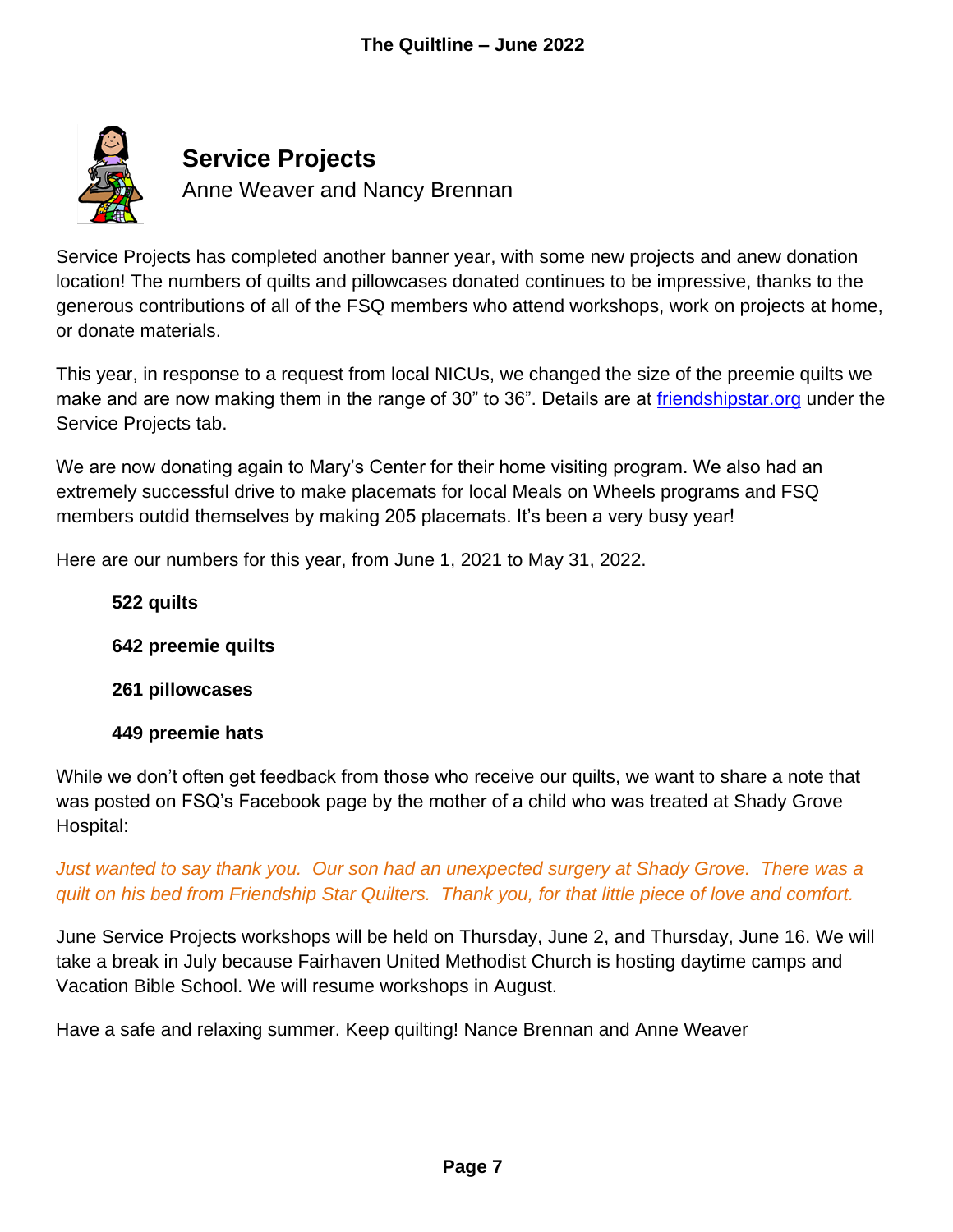## Service Projects

Anne Weaver and Nancy Brennan

Service Projects has completed another banner year, with some new projects and anew donation location! The numbers of quilts and pillowcases donated continues to be impressive, thanks to the generous contributions of all of the FSQ members who attend workshops, work on projects at home, or donate materials.

This year, in response to a request from local NICUs, we changed the size of the preemie quilts we make and are now making them in the range of 30" to 36". Details are at [friendshipstar.org](friendshipstar.org) under the Service Projects tab.

We are now donating again to Mary's Center for their home visiting program. We also had an extremely successful drive to make placemats for local Meals on Wheels programs and FSQ members outdid themselves by making 205 placemats. It's been a very busy year!

Here are our numbers for this year, from June 1, 2021 to May 31, 2022.

**522 quilts**

**642 preemie quilts**

**261 pillowcases**

**449 preemie hats**

While we don't often get feedback from those who receive our quilts, we want to share a note that was posted on FSQ's Facebook page by the mother of a child who was treated at Shady Grove Hospital:

*Just wanted to say thank you. Our son had an unexpected surgery at Shady Grove. There was a quilt on his bed from Friendship Star Quilters. Thank you, for that little piece of love and comfort.*

June Service Projects workshops will be held on Thursday, June 2, and Thursday, June 16. We will take a break in July because Fairhaven United Methodist Church is hosting daytime camps and Vacation Bible School. We will resume workshops in August.

Have a safe and relaxing summer. Keep quilting! Nance Brennan and Anne Weaver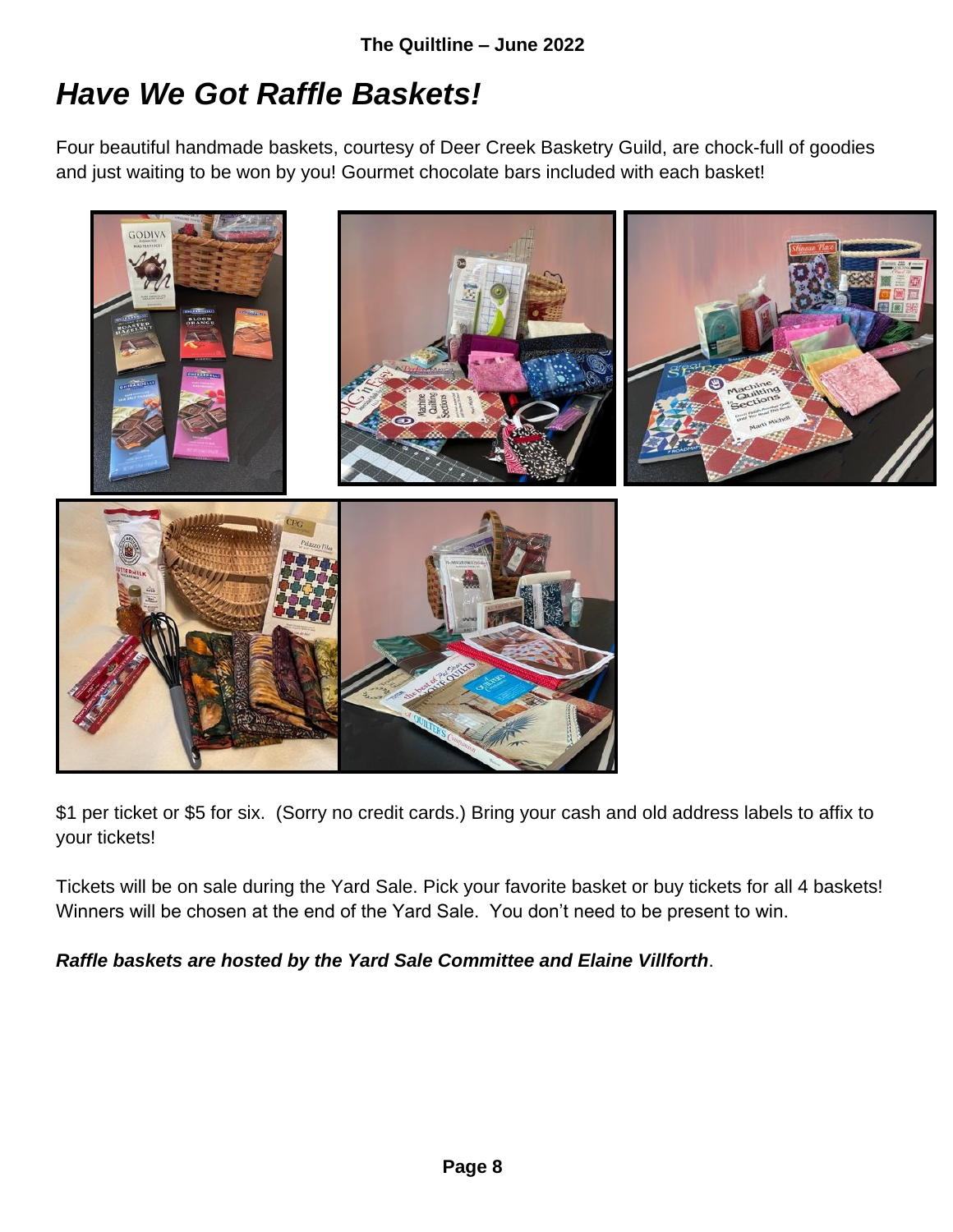# *Have We Got Raffle Baskets!*

Four beautiful handmade baskets, courtesy of Deer Creek Basketry Guild, are chock-full of goodies and just waiting to be won by you! Gourmet chocolate bars included with each basket!

$1 per ticket or $5 for six. (Sorry no credit cards.) Bring your cash and old address labels to affix to your tickets!

Tickets will be on sale during the Yard Sale. Pick your favorite basket or buy tickets for all 4 baskets! Winners will be chosen at the end of the Yard Sale. You don't need to be present to win.

***Raffle baskets are hosted by the Yard Sale Committee and Elaine Villforth***.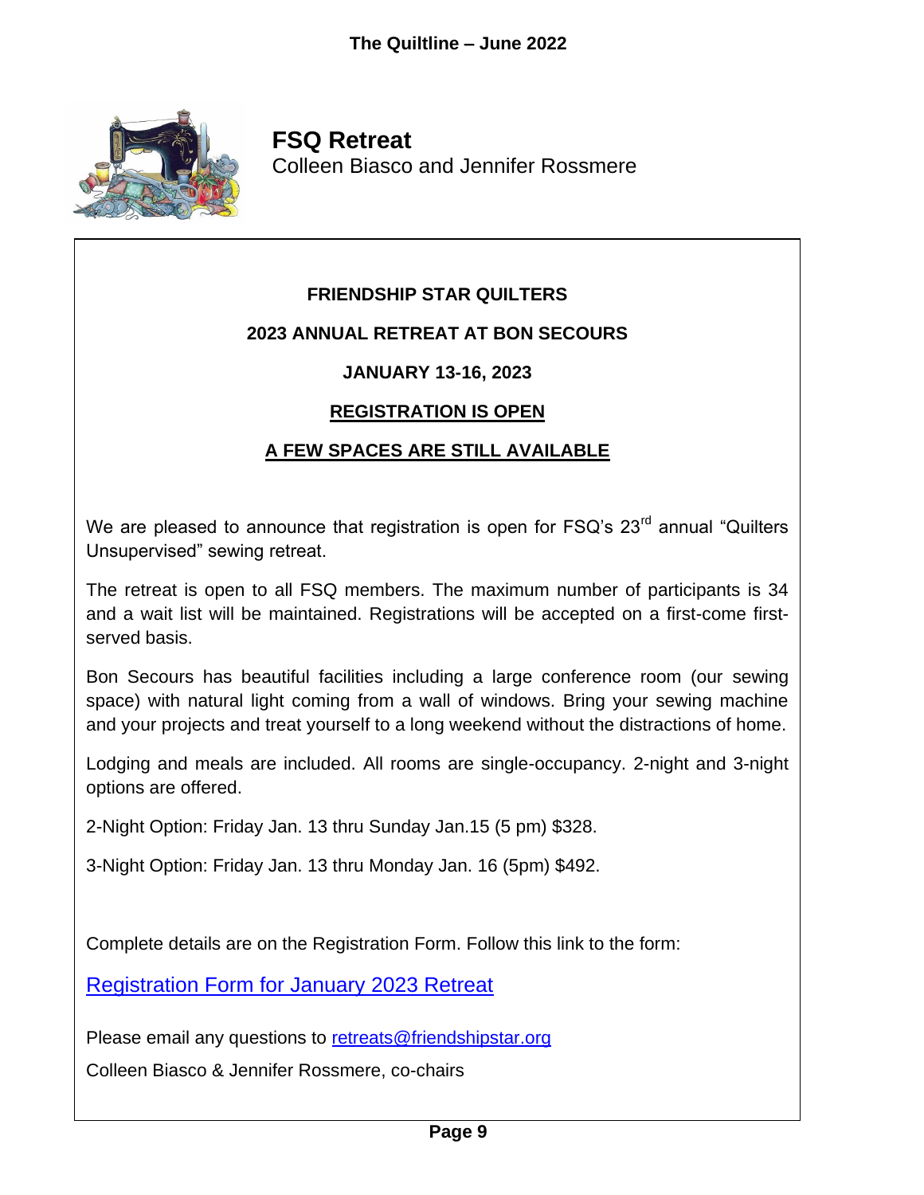## FSQ Retreat

Colleen Biasco and Jennifer Rossmere

**FRIENDSHIP STAR QUILTERS**

**2023 ANNUAL RETREAT AT BON SECOURS**

**JANUARY 13-16, 2023**

**REGISTRATION IS OPEN**

**A FEW SPACES ARE STILL AVAILABLE**

We are pleased to announce that registration is open for FSQ's 23rd annual "Quilters Unsupervised" sewing retreat.

The retreat is open to all FSQ members. The maximum number of participants is 34 and a wait list will be maintained. Registrations will be accepted on a first-come first-served basis.

Bon Secours has beautiful facilities including a large conference room (our sewing space) with natural light coming from a wall of windows. Bring your sewing machine and your projects and treat yourself to a long weekend without the distractions of home.

Lodging and meals are included. All rooms are single-occupancy. 2-night and 3-night options are offered.

2-Night Option: Friday Jan. 13 thru Sunday Jan.15 (5 pm) $328.

3-Night Option: Friday Jan. 13 thru Monday Jan. 16 (5pm) $492.

Complete details are on the Registration Form. Follow this link to the form:

Registration Form for January 2023 Retreat

Please email any questions to retreats@friendshipstar.org

Colleen Biasco & Jennifer Rossmere, co-chairs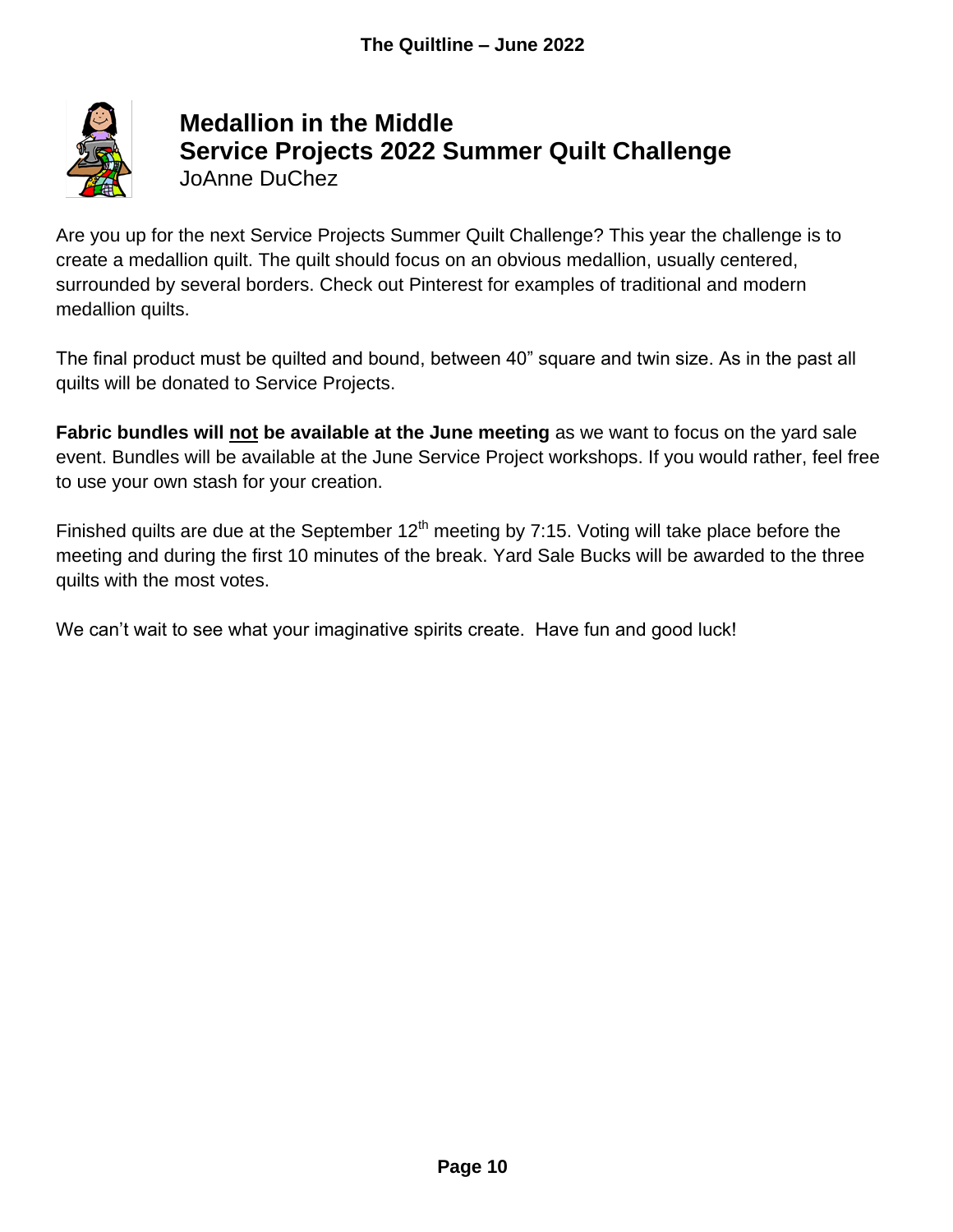## Medallion in the Middle
## Service Projects 2022 Summer Quilt Challenge
JoAnne DuChez

Are you up for the next Service Projects Summer Quilt Challenge? This year the challenge is to create a medallion quilt. The quilt should focus on an obvious medallion, usually centered, surrounded by several borders. Check out Pinterest for examples of traditional and modern medallion quilts.

The final product must be quilted and bound, between 40" square and twin size. As in the past all quilts will be donated to Service Projects.

**Fabric bundles will <u>not</u> be available at the June meeting** as we want to focus on the yard sale event. Bundles will be available at the June Service Project workshops. If you would rather, feel free to use your own stash for your creation.

Finished quilts are due at the September 12th meeting by 7:15. Voting will take place before the meeting and during the first 10 minutes of the break. Yard Sale Bucks will be awarded to the three quilts with the most votes.

We can't wait to see what your imaginative spirits create. Have fun and good luck!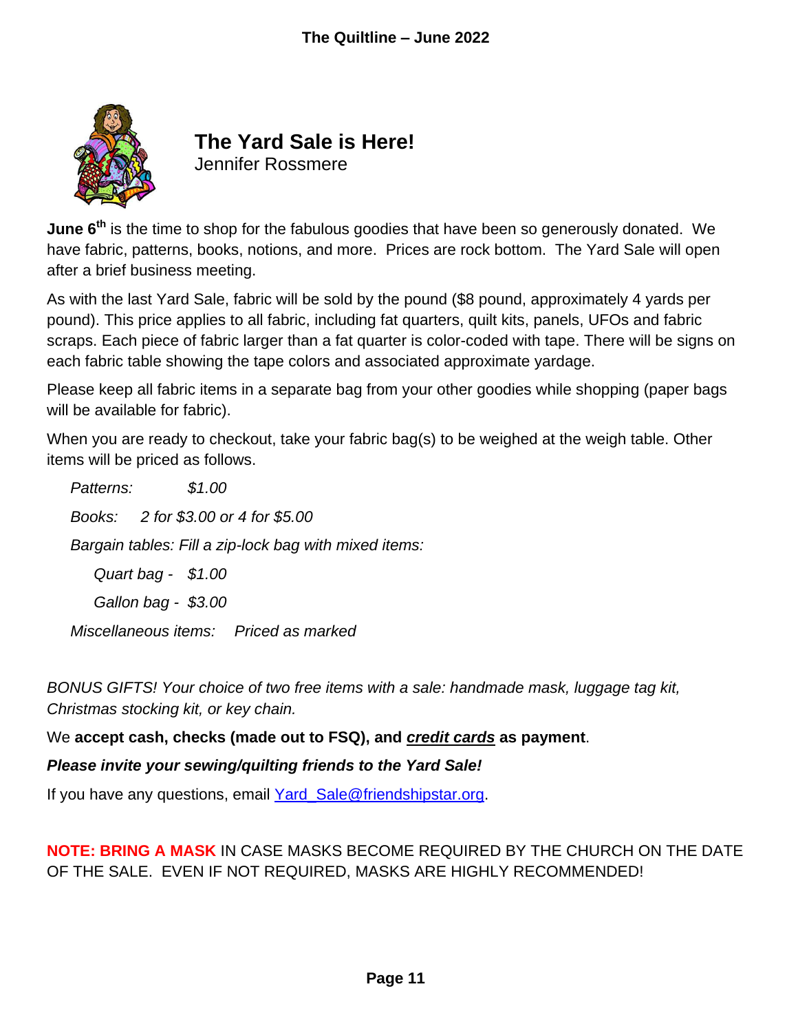## The Yard Sale is Here!

Jennifer Rossmere

**June 6th** is the time to shop for the fabulous goodies that have been so generously donated. We have fabric, patterns, books, notions, and more. Prices are rock bottom. The Yard Sale will open after a brief business meeting.

As with the last Yard Sale, fabric will be sold by the pound ($8 pound, approximately 4 yards per pound). This price applies to all fabric, including fat quarters, quilt kits, panels, UFOs and fabric scraps. Each piece of fabric larger than a fat quarter is color-coded with tape. There will be signs on each fabric table showing the tape colors and associated approximate yardage.

Please keep all fabric items in a separate bag from your other goodies while shopping (paper bags will be available for fabric).

When you are ready to checkout, take your fabric bag(s) to be weighed at the weigh table. Other items will be priced as follows.

*Patterns: $1.00*

*Books: 2 for $3.00 or 4 for $5.00*

*Bargain tables: Fill a zip-lock bag with mixed items:*

- *Quart bag - $1.00*
- *Gallon bag - $3.00*

*Miscellaneous items: Priced as marked*

*BONUS GIFTS! Your choice of two free items with a sale: handmade mask, luggage tag kit, Christmas stocking kit, or key chain.*

We **accept cash, checks (made out to FSQ), and *credit cards* as payment**.

***Please invite your sewing/quilting friends to the Yard Sale!***

If you have any questions, email Yard_Sale@friendshipstar.org.

**NOTE: BRING A MASK** IN CASE MASKS BECOME REQUIRED BY THE CHURCH ON THE DATE OF THE SALE. EVEN IF NOT REQUIRED, MASKS ARE HIGHLY RECOMMENDED!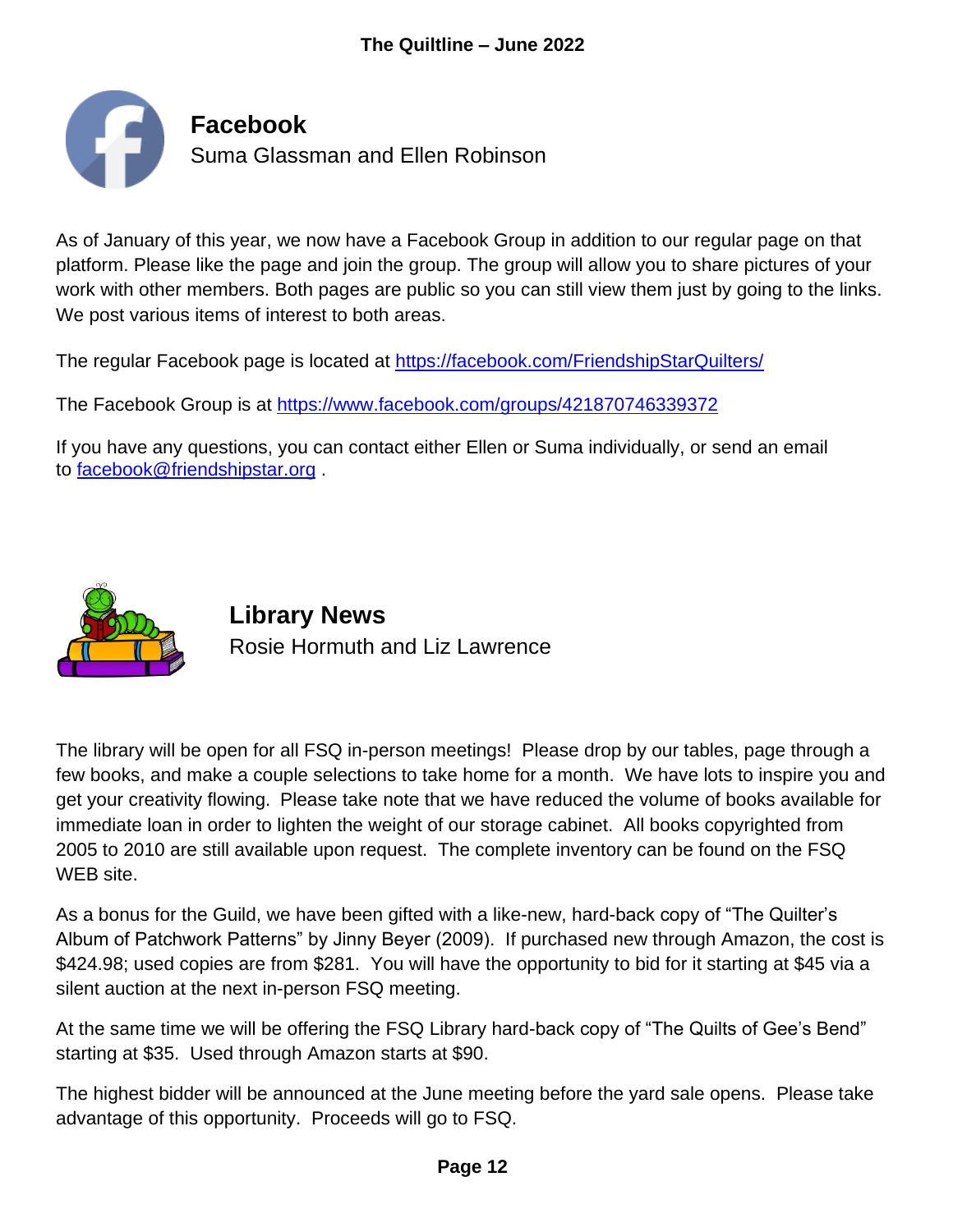## Facebook

Suma Glassman and Ellen Robinson

As of January of this year, we now have a Facebook Group in addition to our regular page on that platform. Please like the page and join the group. The group will allow you to share pictures of your work with other members. Both pages are public so you can still view them just by going to the links. We post various items of interest to both areas.

The regular Facebook page is located at https://facebook.com/FriendshipStarQuilters/

The Facebook Group is at https://www.facebook.com/groups/421870746339372

If you have any questions, you can contact either Ellen or Suma individually, or send an email to facebook@friendshipstar.org .

## Library News

Rosie Hormuth and Liz Lawrence

The library will be open for all FSQ in-person meetings! Please drop by our tables, page through a few books, and make a couple selections to take home for a month. We have lots to inspire you and get your creativity flowing. Please take note that we have reduced the volume of books available for immediate loan in order to lighten the weight of our storage cabinet. All books copyrighted from 2005 to 2010 are still available upon request. The complete inventory can be found on the FSQ WEB site.

As a bonus for the Guild, we have been gifted with a like-new, hard-back copy of "The Quilter's Album of Patchwork Patterns" by Jinny Beyer (2009). If purchased new through Amazon, the cost is $424.98; used copies are from $281. You will have the opportunity to bid for it starting at $45 via a silent auction at the next in-person FSQ meeting.

At the same time we will be offering the FSQ Library hard-back copy of "The Quilts of Gee's Bend" starting at $35. Used through Amazon starts at $90.

The highest bidder will be announced at the June meeting before the yard sale opens. Please take advantage of this opportunity. Proceeds will go to FSQ.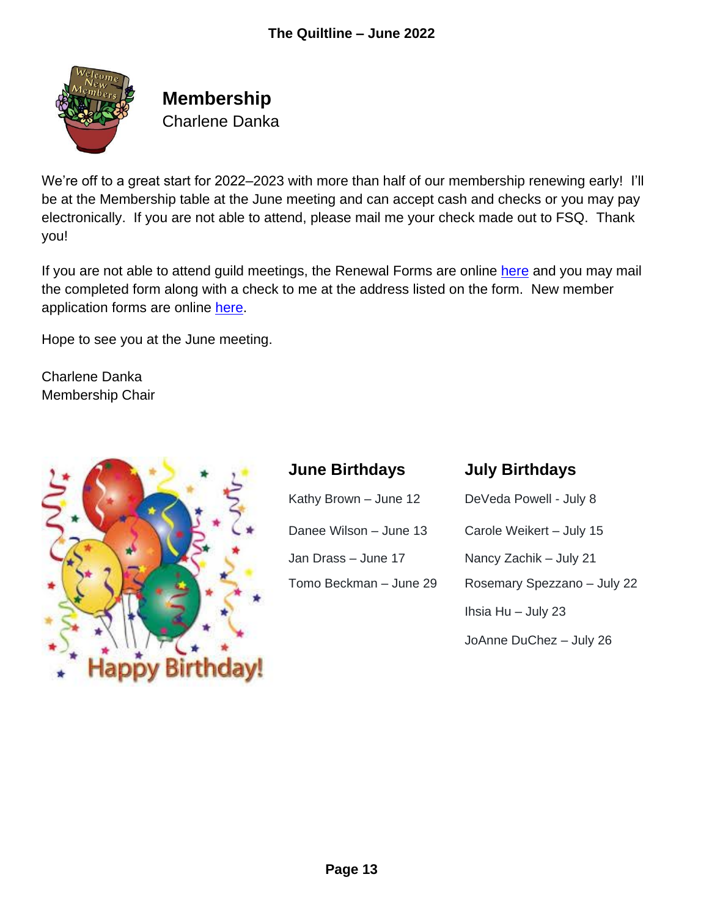## Membership

Charlene Danka

We're off to a great start for 2022–2023 with more than half of our membership renewing early! I'll be at the Membership table at the June meeting and can accept cash and checks or you may pay electronically. If you are not able to attend, please mail me your check made out to FSQ. Thank you!

If you are not able to attend guild meetings, the Renewal Forms are online here and you may mail the completed form along with a check to me at the address listed on the form. New member application forms are online here.

Hope to see you at the June meeting.

Charlene Danka
Membership Chair

### June Birthdays

Kathy Brown – June 12

Danee Wilson – June 13

Jan Drass – June 17

Tomo Beckman – June 29

### July Birthdays

DeVeda Powell - July 8

Carole Weikert – July 15

Nancy Zachik – July 21

Rosemary Spezzano – July 22

Ihsia Hu – July 23

JoAnne DuChez – July 26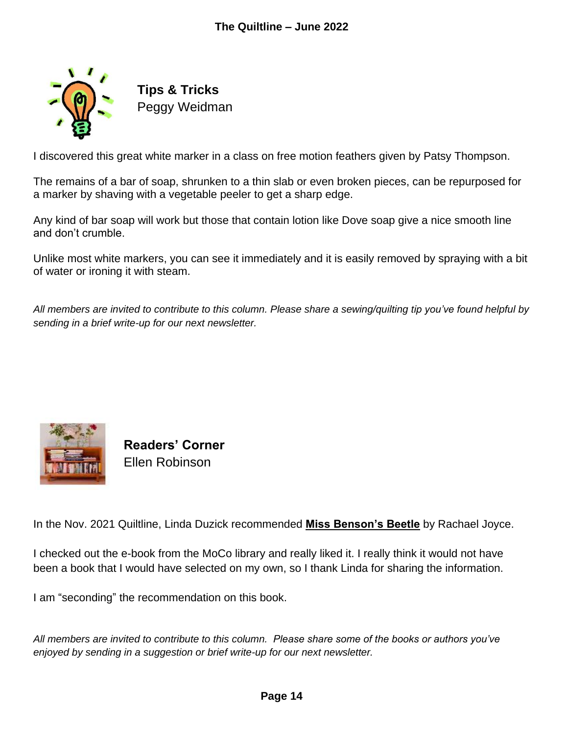## Tips & Tricks

Peggy Weidman

I discovered this great white marker in a class on free motion feathers given by Patsy Thompson.

The remains of a bar of soap, shrunken to a thin slab or even broken pieces, can be repurposed for a marker by shaving with a vegetable peeler to get a sharp edge.

Any kind of bar soap will work but those that contain lotion like Dove soap give a nice smooth line and don't crumble.

Unlike most white markers, you can see it immediately and it is easily removed by spraying with a bit of water or ironing it with steam.

*All members are invited to contribute to this column. Please share a sewing/quilting tip you've found helpful by sending in a brief write-up for our next newsletter.*

## Readers' Corner

Ellen Robinson

In the Nov. 2021 Quiltline, Linda Duzick recommended **Miss Benson's Beetle** by Rachael Joyce.

I checked out the e-book from the MoCo library and really liked it. I really think it would not have been a book that I would have selected on my own, so I thank Linda for sharing the information.

I am "seconding" the recommendation on this book.

*All members are invited to contribute to this column. Please share some of the books or authors you've enjoyed by sending in a suggestion or brief write-up for our next newsletter.*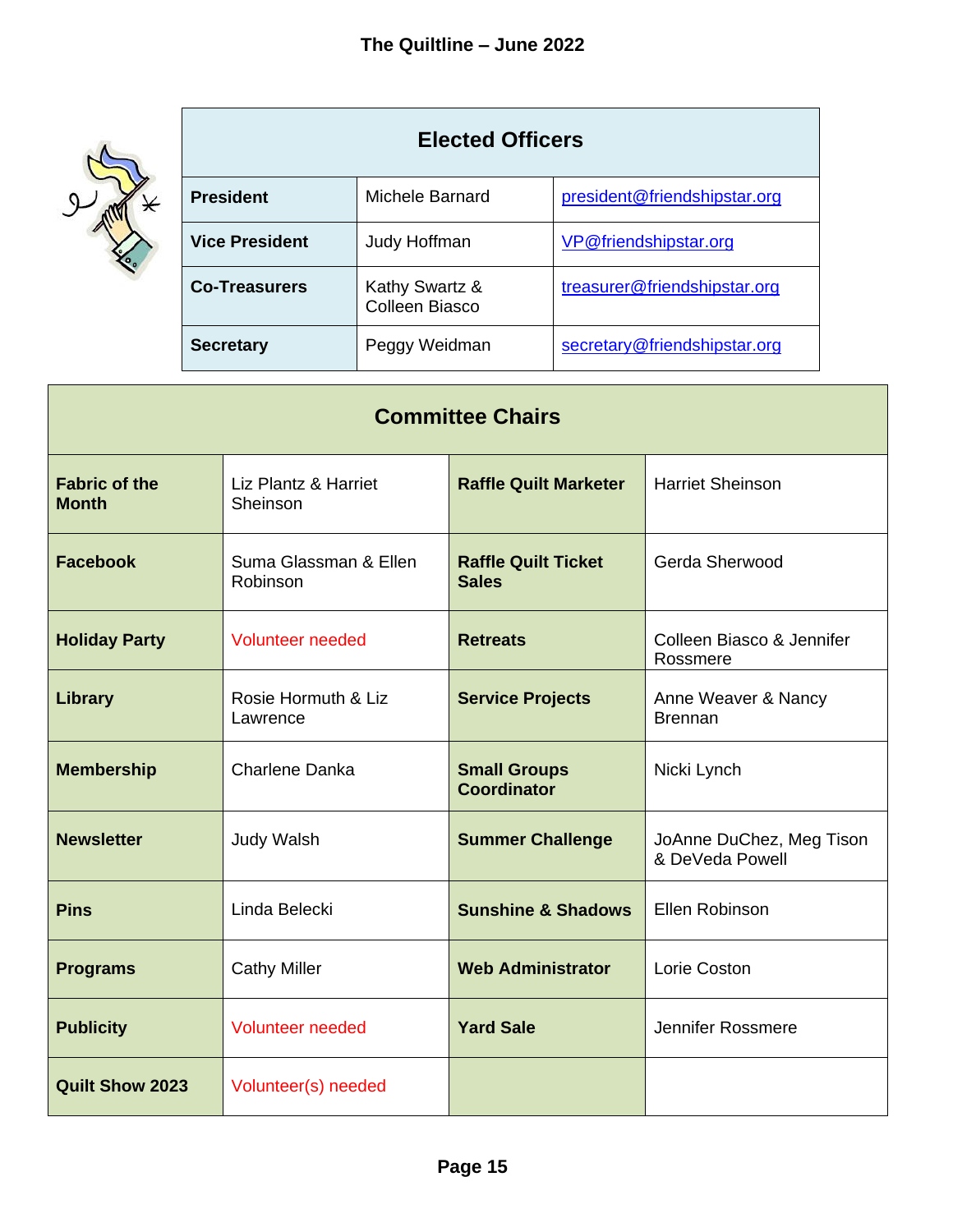## Elected Officers

| | | |
|---|---|---|
| **President** | Michele Barnard | president@friendshipstar.org |
| **Vice President** | Judy Hoffman | VP@friendshipstar.org |
| **Co-Treasurers** | Kathy Swartz & Colleen Biasco | treasurer@friendshipstar.org |
| **Secretary** | Peggy Weidman | secretary@friendshipstar.org |

## Committee Chairs

| | | | |
|---|---|---|---|
| **Fabric of the Month** | Liz Plantz & Harriet Sheinson | **Raffle Quilt Marketer** | Harriet Sheinson |
| **Facebook** | Suma Glassman & Ellen Robinson | **Raffle Quilt Ticket Sales** | Gerda Sherwood |
| **Holiday Party** | Volunteer needed | **Retreats** | Colleen Biasco & Jennifer Rossmere |
| **Library** | Rosie Hormuth & Liz Lawrence | **Service Projects** | Anne Weaver & Nancy Brennan |
| **Membership** | Charlene Danka | **Small Groups Coordinator** | Nicki Lynch |
| **Newsletter** | Judy Walsh | **Summer Challenge** | JoAnne DuChez, Meg Tison & DeVeda Powell |
| **Pins** | Linda Belecki | **Sunshine & Shadows** | Ellen Robinson |
| **Programs** | Cathy Miller | **Web Administrator** | Lorie Coston |
| **Publicity** | Volunteer needed | **Yard Sale** | Jennifer Rossmere |
| **Quilt Show 2023** | Volunteer(s) needed | | |